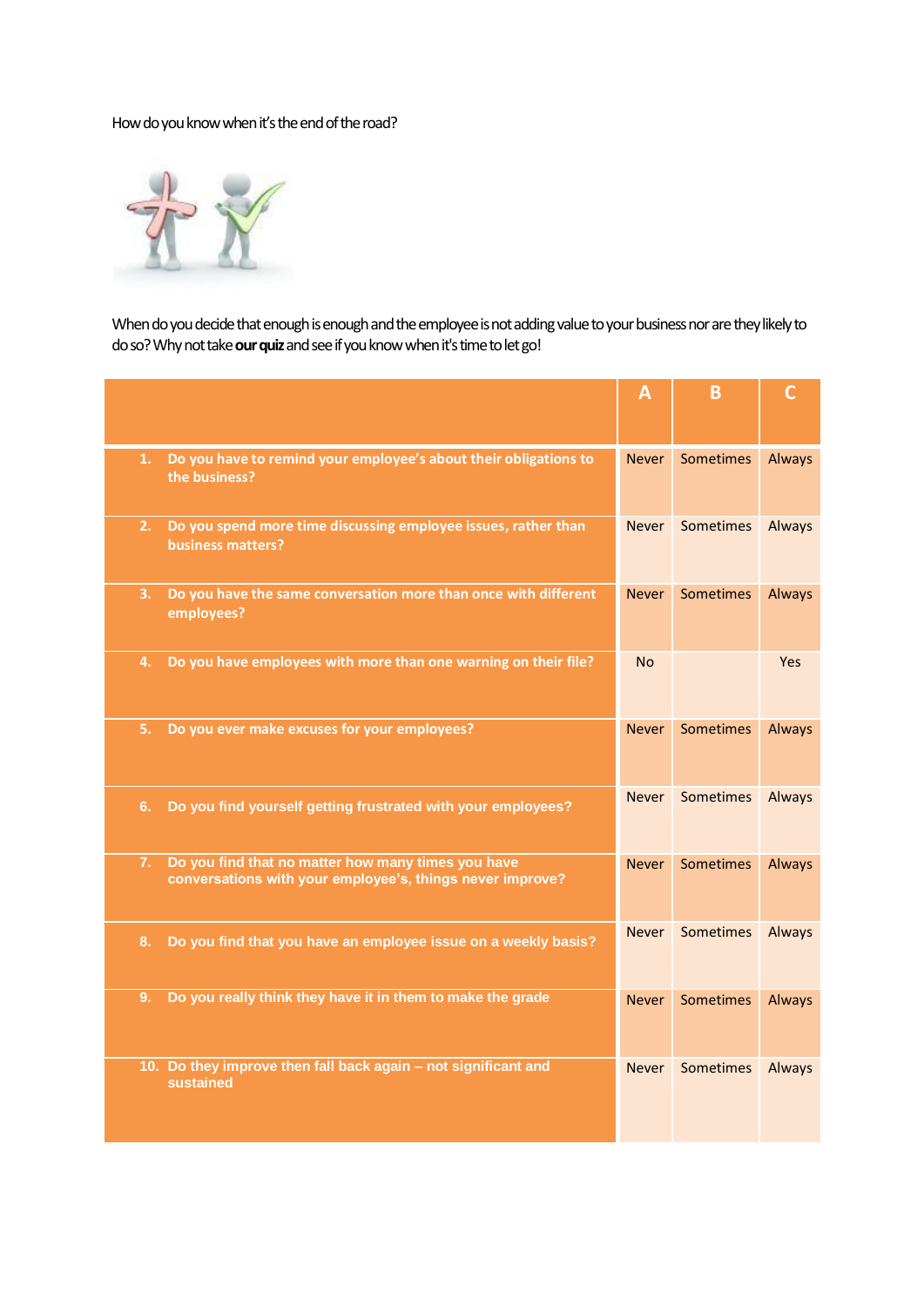How do you know when it's the end of the road?

When do you decide that enough is enough and the employee is not adding value to your business nor are they likely to do so? Why not take **our quiz** and see if you know when it's time to let go!

| | A | B | C |
|---|---|---|---|
| 1. Do you have to remind your employee's about their obligations to the business? | Never | Sometimes | Always |
| 2. Do you spend more time discussing employee issues, rather than business matters? | Never | Sometimes | Always |
| 3. Do you have the same conversation more than once with different employees? | Never | Sometimes | Always |
| 4. Do you have employees with more than one warning on their file? | No | | Yes |
| 5. Do you ever make excuses for your employees? | Never | Sometimes | Always |
| 6. Do you find yourself getting frustrated with your employees? | Never | Sometimes | Always |
| 7. Do you find that no matter how many times you have conversations with your employee's, things never improve? | Never | Sometimes | Always |
| 8. Do you find that you have an employee issue on a weekly basis? | Never | Sometimes | Always |
| 9. Do you really think they have it in them to make the grade | Never | Sometimes | Always |
| 10. Do they improve then fall back again – not significant and sustained | Never | Sometimes | Always |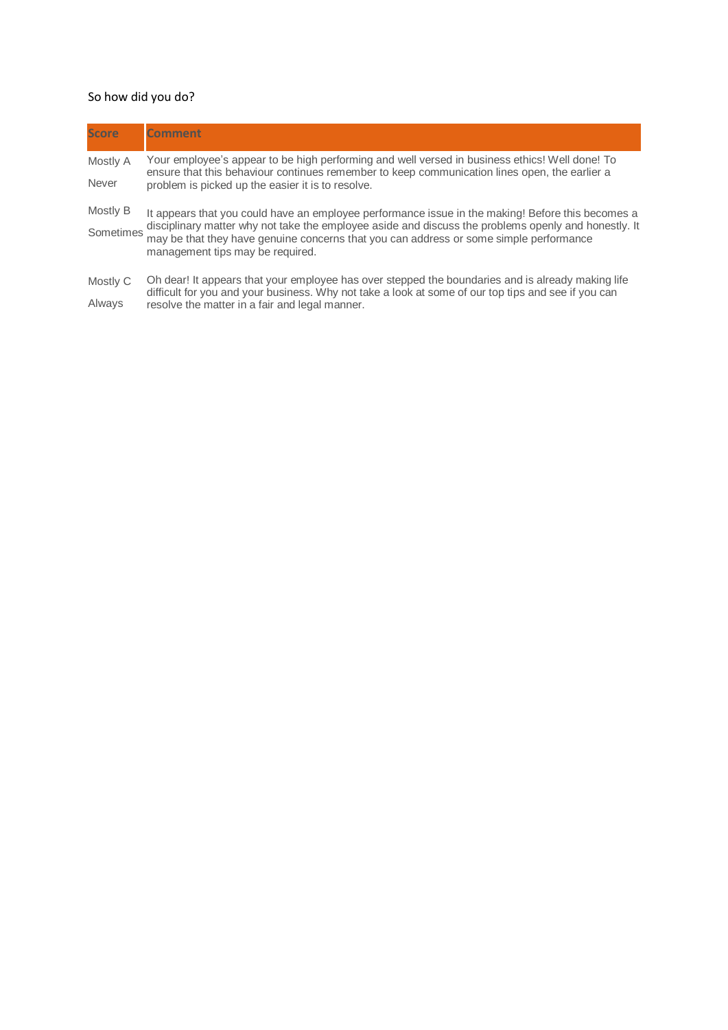So how did you do?

| Score | Comment |
| --- | --- |
| Mostly A<br>Never | Your employee's appear to be high performing and well versed in business ethics! Well done! To ensure that this behaviour continues remember to keep communication lines open, the earlier a problem is picked up the easier it is to resolve. |
| Mostly B<br>Sometimes | It appears that you could have an employee performance issue in the making! Before this becomes a disciplinary matter why not take the employee aside and discuss the problems openly and honestly. It may be that they have genuine concerns that you can address or some simple performance management tips may be required. |
| Mostly C<br>Always | Oh dear! It appears that your employee has over stepped the boundaries and is already making life difficult for you and your business. Why not take a look at some of our top tips and see if you can resolve the matter in a fair and legal manner. |